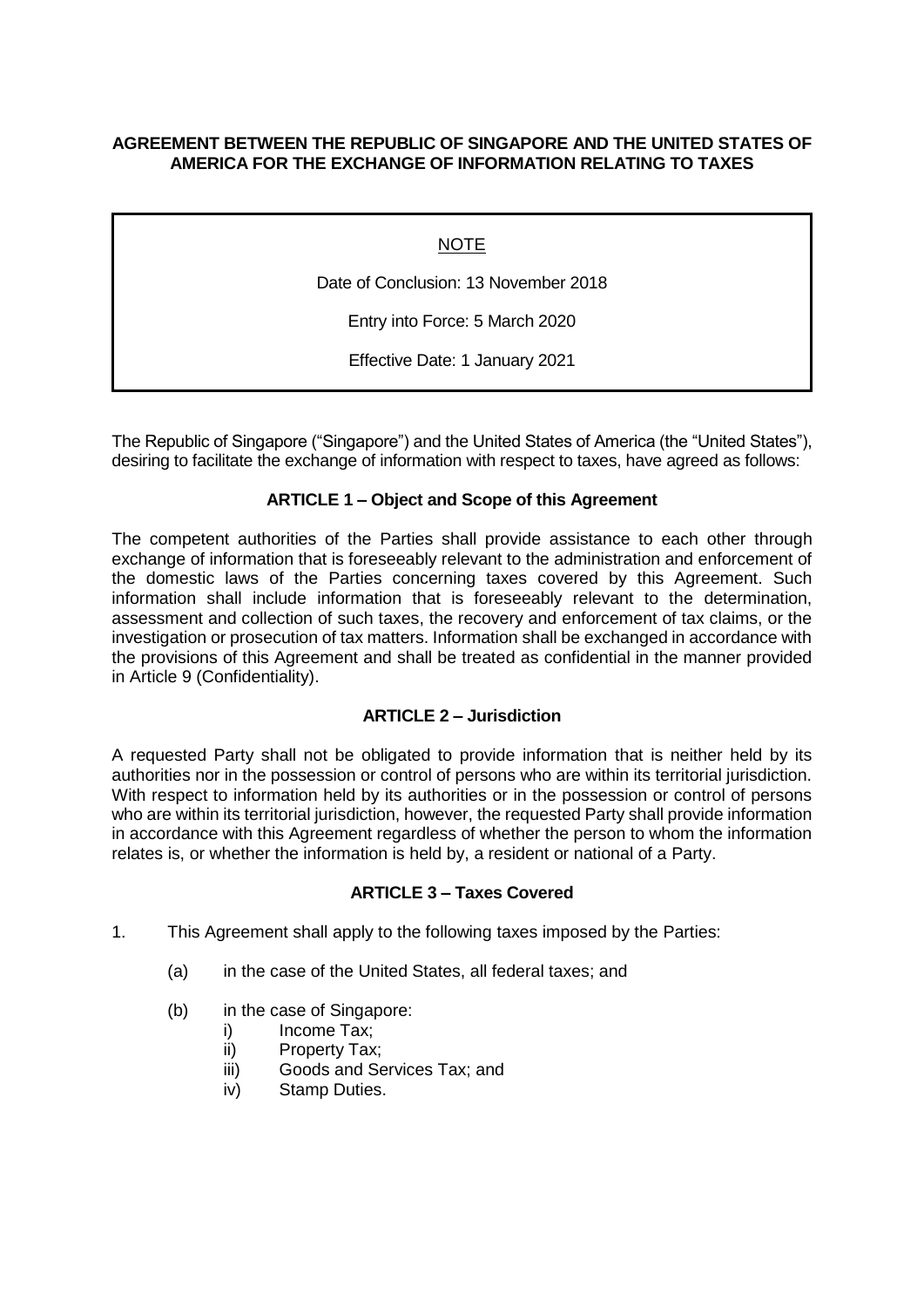# AGREEMENT BETWEEN THE REPUBLIC OF SINGAPORE AND THE UNITED STATES OF AMERICA FOR THE EXCHANGE OF INFORMATION RELATING TO TAXES

> NOTE
>
> Date of Conclusion: 13 November 2018
>
> Entry into Force: 5 March 2020
>
> Effective Date: 1 January 2021

The Republic of Singapore ("Singapore") and the United States of America (the "United States"), desiring to facilitate the exchange of information with respect to taxes, have agreed as follows:

## ARTICLE 1 – Object and Scope of this Agreement

The competent authorities of the Parties shall provide assistance to each other through exchange of information that is foreseeably relevant to the administration and enforcement of the domestic laws of the Parties concerning taxes covered by this Agreement. Such information shall include information that is foreseeably relevant to the determination, assessment and collection of such taxes, the recovery and enforcement of tax claims, or the investigation or prosecution of tax matters. Information shall be exchanged in accordance with the provisions of this Agreement and shall be treated as confidential in the manner provided in Article 9 (Confidentiality).

## ARTICLE 2 – Jurisdiction

A requested Party shall not be obligated to provide information that is neither held by its authorities nor in the possession or control of persons who are within its territorial jurisdiction. With respect to information held by its authorities or in the possession or control of persons who are within its territorial jurisdiction, however, the requested Party shall provide information in accordance with this Agreement regardless of whether the person to whom the information relates is, or whether the information is held by, a resident or national of a Party.

## ARTICLE 3 – Taxes Covered

1. This Agreement shall apply to the following taxes imposed by the Parties:

   (a) in the case of the United States, all federal taxes; and

   (b) in the case of Singapore:
      i) Income Tax;
      ii) Property Tax;
      iii) Goods and Services Tax; and
      iv) Stamp Duties.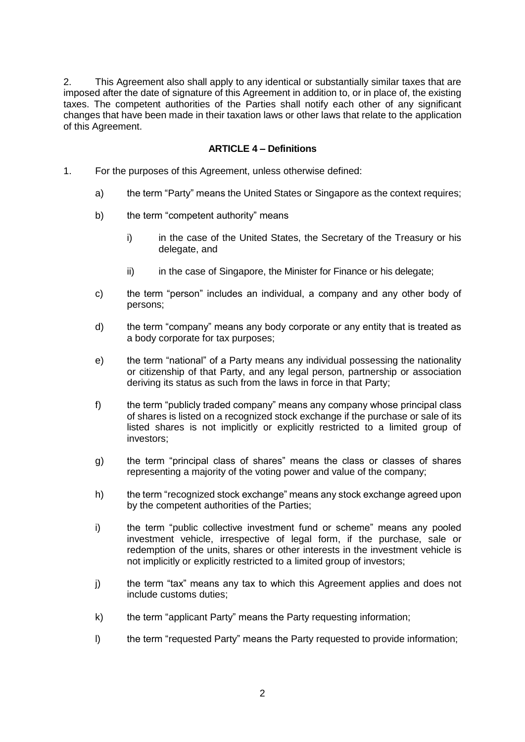2. This Agreement also shall apply to any identical or substantially similar taxes that are imposed after the date of signature of this Agreement in addition to, or in place of, the existing taxes. The competent authorities of the Parties shall notify each other of any significant changes that have been made in their taxation laws or other laws that relate to the application of this Agreement.

**ARTICLE 4 – Definitions**

1. For the purposes of this Agreement, unless otherwise defined:

   a) the term “Party” means the United States or Singapore as the context requires;

   b) the term “competent authority” means

      i) in the case of the United States, the Secretary of the Treasury or his delegate, and

      ii) in the case of Singapore, the Minister for Finance or his delegate;

   c) the term “person” includes an individual, a company and any other body of persons;

   d) the term “company” means any body corporate or any entity that is treated as a body corporate for tax purposes;

   e) the term “national” of a Party means any individual possessing the nationality or citizenship of that Party, and any legal person, partnership or association deriving its status as such from the laws in force in that Party;

   f) the term “publicly traded company” means any company whose principal class of shares is listed on a recognized stock exchange if the purchase or sale of its listed shares is not implicitly or explicitly restricted to a limited group of investors;

   g) the term “principal class of shares” means the class or classes of shares representing a majority of the voting power and value of the company;

   h) the term “recognized stock exchange” means any stock exchange agreed upon by the competent authorities of the Parties;

   i) the term “public collective investment fund or scheme” means any pooled investment vehicle, irrespective of legal form, if the purchase, sale or redemption of the units, shares or other interests in the investment vehicle is not implicitly or explicitly restricted to a limited group of investors;

   j) the term “tax” means any tax to which this Agreement applies and does not include customs duties;

   k) the term “applicant Party” means the Party requesting information;

   l) the term “requested Party” means the Party requested to provide information;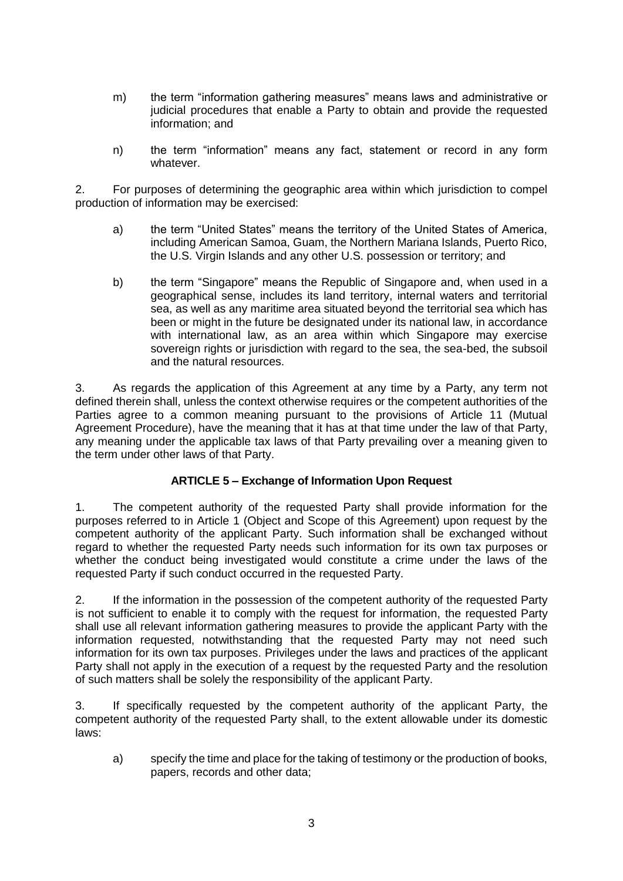m) the term "information gathering measures" means laws and administrative or judicial procedures that enable a Party to obtain and provide the requested information; and

n) the term "information" means any fact, statement or record in any form whatever.

2. For purposes of determining the geographic area within which jurisdiction to compel production of information may be exercised:

a) the term "United States" means the territory of the United States of America, including American Samoa, Guam, the Northern Mariana Islands, Puerto Rico, the U.S. Virgin Islands and any other U.S. possession or territory; and

b) the term "Singapore" means the Republic of Singapore and, when used in a geographical sense, includes its land territory, internal waters and territorial sea, as well as any maritime area situated beyond the territorial sea which has been or might in the future be designated under its national law, in accordance with international law, as an area within which Singapore may exercise sovereign rights or jurisdiction with regard to the sea, the sea-bed, the subsoil and the natural resources.

3. As regards the application of this Agreement at any time by a Party, any term not defined therein shall, unless the context otherwise requires or the competent authorities of the Parties agree to a common meaning pursuant to the provisions of Article 11 (Mutual Agreement Procedure), have the meaning that it has at that time under the law of that Party, any meaning under the applicable tax laws of that Party prevailing over a meaning given to the term under other laws of that Party.

## ARTICLE 5 – Exchange of Information Upon Request

1. The competent authority of the requested Party shall provide information for the purposes referred to in Article 1 (Object and Scope of this Agreement) upon request by the competent authority of the applicant Party. Such information shall be exchanged without regard to whether the requested Party needs such information for its own tax purposes or whether the conduct being investigated would constitute a crime under the laws of the requested Party if such conduct occurred in the requested Party.

2. If the information in the possession of the competent authority of the requested Party is not sufficient to enable it to comply with the request for information, the requested Party shall use all relevant information gathering measures to provide the applicant Party with the information requested, notwithstanding that the requested Party may not need such information for its own tax purposes. Privileges under the laws and practices of the applicant Party shall not apply in the execution of a request by the requested Party and the resolution of such matters shall be solely the responsibility of the applicant Party.

3. If specifically requested by the competent authority of the applicant Party, the competent authority of the requested Party shall, to the extent allowable under its domestic laws:

a) specify the time and place for the taking of testimony or the production of books, papers, records and other data;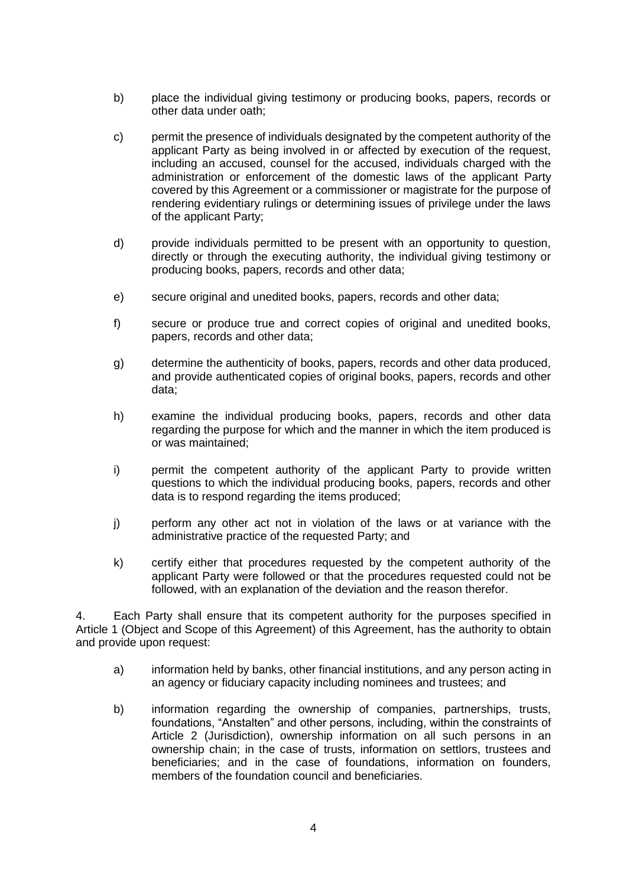b) place the individual giving testimony or producing books, papers, records or other data under oath;

c) permit the presence of individuals designated by the competent authority of the applicant Party as being involved in or affected by execution of the request, including an accused, counsel for the accused, individuals charged with the administration or enforcement of the domestic laws of the applicant Party covered by this Agreement or a commissioner or magistrate for the purpose of rendering evidentiary rulings or determining issues of privilege under the laws of the applicant Party;

d) provide individuals permitted to be present with an opportunity to question, directly or through the executing authority, the individual giving testimony or producing books, papers, records and other data;

e) secure original and unedited books, papers, records and other data;

f) secure or produce true and correct copies of original and unedited books, papers, records and other data;

g) determine the authenticity of books, papers, records and other data produced, and provide authenticated copies of original books, papers, records and other data;

h) examine the individual producing books, papers, records and other data regarding the purpose for which and the manner in which the item produced is or was maintained;

i) permit the competent authority of the applicant Party to provide written questions to which the individual producing books, papers, records and other data is to respond regarding the items produced;

j) perform any other act not in violation of the laws or at variance with the administrative practice of the requested Party; and

k) certify either that procedures requested by the competent authority of the applicant Party were followed or that the procedures requested could not be followed, with an explanation of the deviation and the reason therefor.

4. Each Party shall ensure that its competent authority for the purposes specified in Article 1 (Object and Scope of this Agreement) of this Agreement, has the authority to obtain and provide upon request:

a) information held by banks, other financial institutions, and any person acting in an agency or fiduciary capacity including nominees and trustees; and

b) information regarding the ownership of companies, partnerships, trusts, foundations, "Anstalten" and other persons, including, within the constraints of Article 2 (Jurisdiction), ownership information on all such persons in an ownership chain; in the case of trusts, information on settlors, trustees and beneficiaries; and in the case of foundations, information on founders, members of the foundation council and beneficiaries.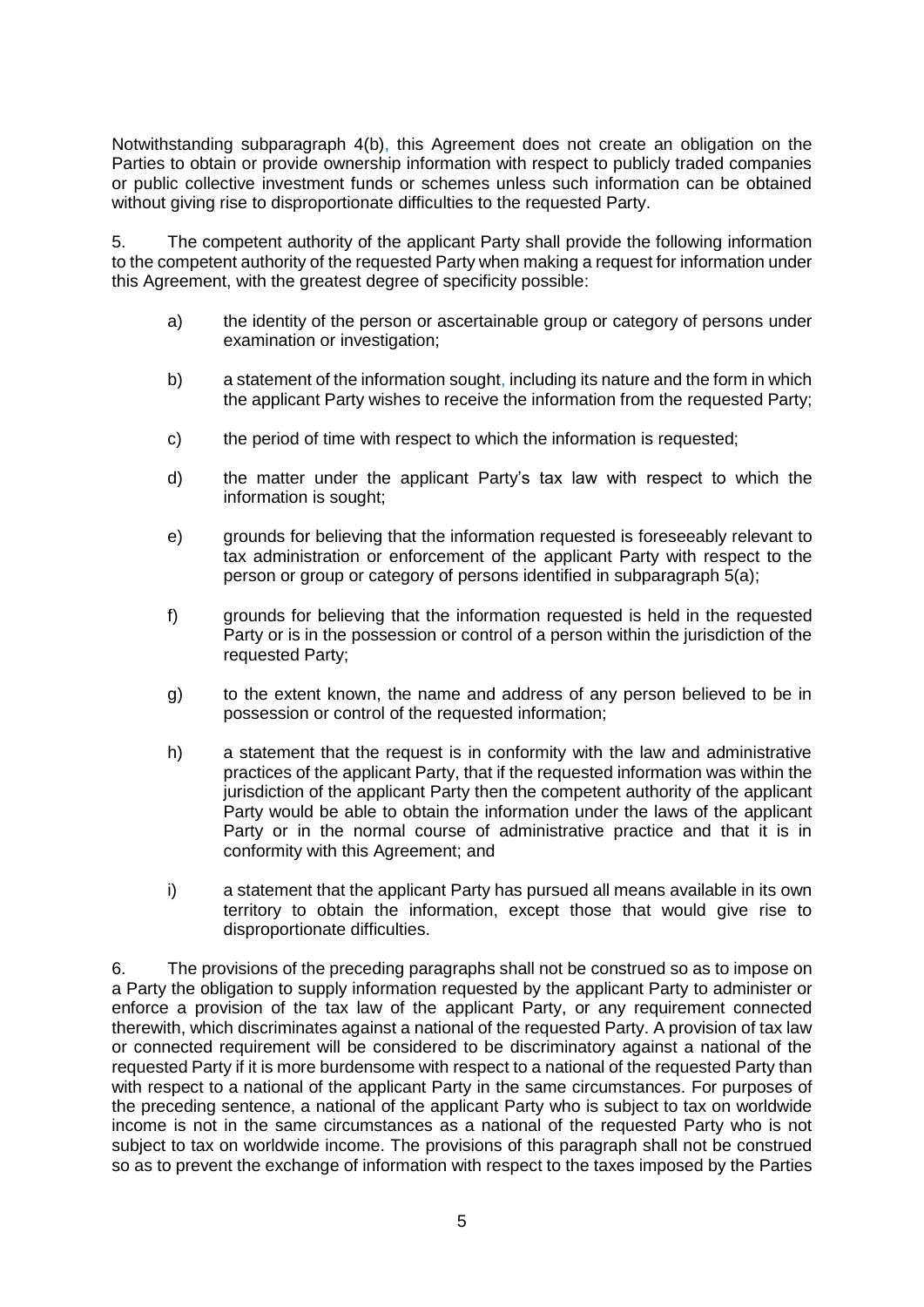Notwithstanding subparagraph 4(b), this Agreement does not create an obligation on the Parties to obtain or provide ownership information with respect to publicly traded companies or public collective investment funds or schemes unless such information can be obtained without giving rise to disproportionate difficulties to the requested Party.

5. The competent authority of the applicant Party shall provide the following information to the competent authority of the requested Party when making a request for information under this Agreement, with the greatest degree of specificity possible:

a) the identity of the person or ascertainable group or category of persons under examination or investigation;

b) a statement of the information sought, including its nature and the form in which the applicant Party wishes to receive the information from the requested Party;

c) the period of time with respect to which the information is requested;

d) the matter under the applicant Party's tax law with respect to which the information is sought;

e) grounds for believing that the information requested is foreseeably relevant to tax administration or enforcement of the applicant Party with respect to the person or group or category of persons identified in subparagraph 5(a);

f) grounds for believing that the information requested is held in the requested Party or is in the possession or control of a person within the jurisdiction of the requested Party;

g) to the extent known, the name and address of any person believed to be in possession or control of the requested information;

h) a statement that the request is in conformity with the law and administrative practices of the applicant Party, that if the requested information was within the jurisdiction of the applicant Party then the competent authority of the applicant Party would be able to obtain the information under the laws of the applicant Party or in the normal course of administrative practice and that it is in conformity with this Agreement; and

i) a statement that the applicant Party has pursued all means available in its own territory to obtain the information, except those that would give rise to disproportionate difficulties.

6. The provisions of the preceding paragraphs shall not be construed so as to impose on a Party the obligation to supply information requested by the applicant Party to administer or enforce a provision of the tax law of the applicant Party, or any requirement connected therewith, which discriminates against a national of the requested Party. A provision of tax law or connected requirement will be considered to be discriminatory against a national of the requested Party if it is more burdensome with respect to a national of the requested Party than with respect to a national of the applicant Party in the same circumstances. For purposes of the preceding sentence, a national of the applicant Party who is subject to tax on worldwide income is not in the same circumstances as a national of the requested Party who is not subject to tax on worldwide income. The provisions of this paragraph shall not be construed so as to prevent the exchange of information with respect to the taxes imposed by the Parties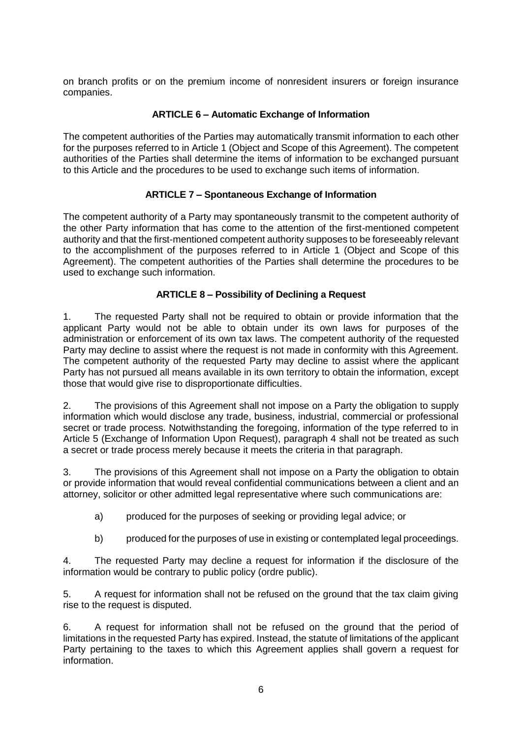on branch profits or on the premium income of nonresident insurers or foreign insurance companies.

### ARTICLE 6 – Automatic Exchange of Information

The competent authorities of the Parties may automatically transmit information to each other for the purposes referred to in Article 1 (Object and Scope of this Agreement). The competent authorities of the Parties shall determine the items of information to be exchanged pursuant to this Article and the procedures to be used to exchange such items of information.

### ARTICLE 7 – Spontaneous Exchange of Information

The competent authority of a Party may spontaneously transmit to the competent authority of the other Party information that has come to the attention of the first-mentioned competent authority and that the first-mentioned competent authority supposes to be foreseeably relevant to the accomplishment of the purposes referred to in Article 1 (Object and Scope of this Agreement). The competent authorities of the Parties shall determine the procedures to be used to exchange such information.

### ARTICLE 8 – Possibility of Declining a Request

1. The requested Party shall not be required to obtain or provide information that the applicant Party would not be able to obtain under its own laws for purposes of the administration or enforcement of its own tax laws. The competent authority of the requested Party may decline to assist where the request is not made in conformity with this Agreement. The competent authority of the requested Party may decline to assist where the applicant Party has not pursued all means available in its own territory to obtain the information, except those that would give rise to disproportionate difficulties.

2. The provisions of this Agreement shall not impose on a Party the obligation to supply information which would disclose any trade, business, industrial, commercial or professional secret or trade process. Notwithstanding the foregoing, information of the type referred to in Article 5 (Exchange of Information Upon Request), paragraph 4 shall not be treated as such a secret or trade process merely because it meets the criteria in that paragraph.

3. The provisions of this Agreement shall not impose on a Party the obligation to obtain or provide information that would reveal confidential communications between a client and an attorney, solicitor or other admitted legal representative where such communications are:

   a) produced for the purposes of seeking or providing legal advice; or

   b) produced for the purposes of use in existing or contemplated legal proceedings.

4. The requested Party may decline a request for information if the disclosure of the information would be contrary to public policy (ordre public).

5. A request for information shall not be refused on the ground that the tax claim giving rise to the request is disputed.

6. A request for information shall not be refused on the ground that the period of limitations in the requested Party has expired. Instead, the statute of limitations of the applicant Party pertaining to the taxes to which this Agreement applies shall govern a request for information.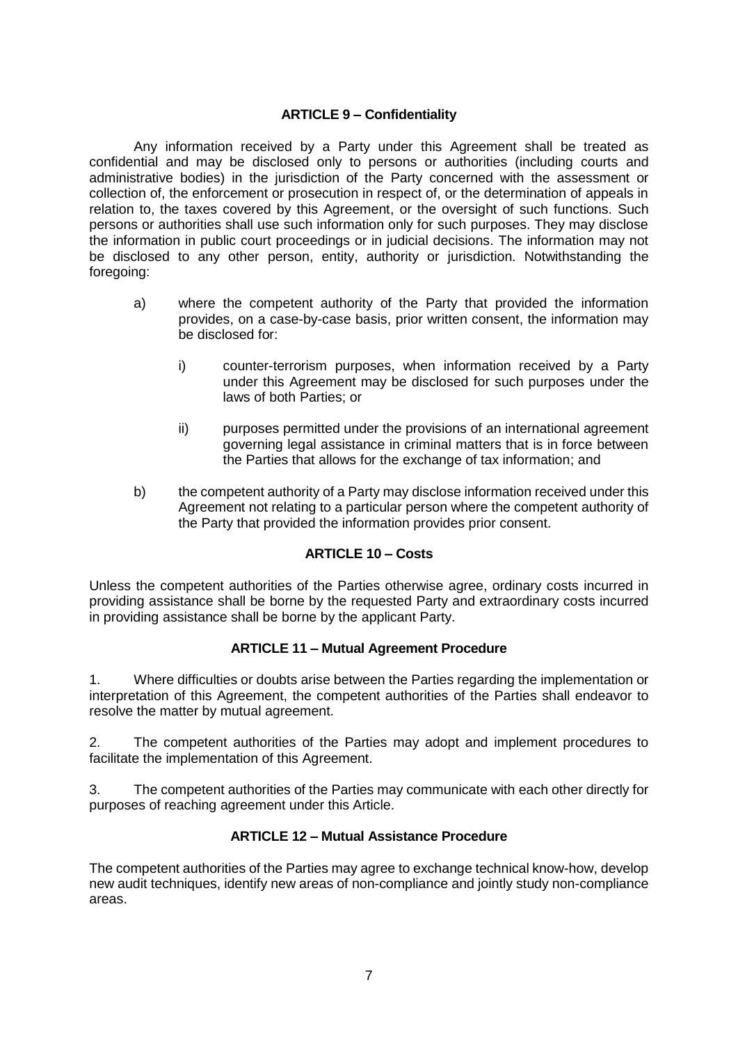## ARTICLE 9 – Confidentiality

Any information received by a Party under this Agreement shall be treated as confidential and may be disclosed only to persons or authorities (including courts and administrative bodies) in the jurisdiction of the Party concerned with the assessment or collection of, the enforcement or prosecution in respect of, or the determination of appeals in relation to, the taxes covered by this Agreement, or the oversight of such functions. Such persons or authorities shall use such information only for such purposes. They may disclose the information in public court proceedings or in judicial decisions. The information may not be disclosed to any other person, entity, authority or jurisdiction. Notwithstanding the foregoing:

a) where the competent authority of the Party that provided the information provides, on a case-by-case basis, prior written consent, the information may be disclosed for:

   i) counter-terrorism purposes, when information received by a Party under this Agreement may be disclosed for such purposes under the laws of both Parties; or

   ii) purposes permitted under the provisions of an international agreement governing legal assistance in criminal matters that is in force between the Parties that allows for the exchange of tax information; and

b) the competent authority of a Party may disclose information received under this Agreement not relating to a particular person where the competent authority of the Party that provided the information provides prior consent.

## ARTICLE 10 – Costs

Unless the competent authorities of the Parties otherwise agree, ordinary costs incurred in providing assistance shall be borne by the requested Party and extraordinary costs incurred in providing assistance shall be borne by the applicant Party.

## ARTICLE 11 – Mutual Agreement Procedure

1. Where difficulties or doubts arise between the Parties regarding the implementation or interpretation of this Agreement, the competent authorities of the Parties shall endeavor to resolve the matter by mutual agreement.

2. The competent authorities of the Parties may adopt and implement procedures to facilitate the implementation of this Agreement.

3. The competent authorities of the Parties may communicate with each other directly for purposes of reaching agreement under this Article.

## ARTICLE 12 – Mutual Assistance Procedure

The competent authorities of the Parties may agree to exchange technical know-how, develop new audit techniques, identify new areas of non-compliance and jointly study non-compliance areas.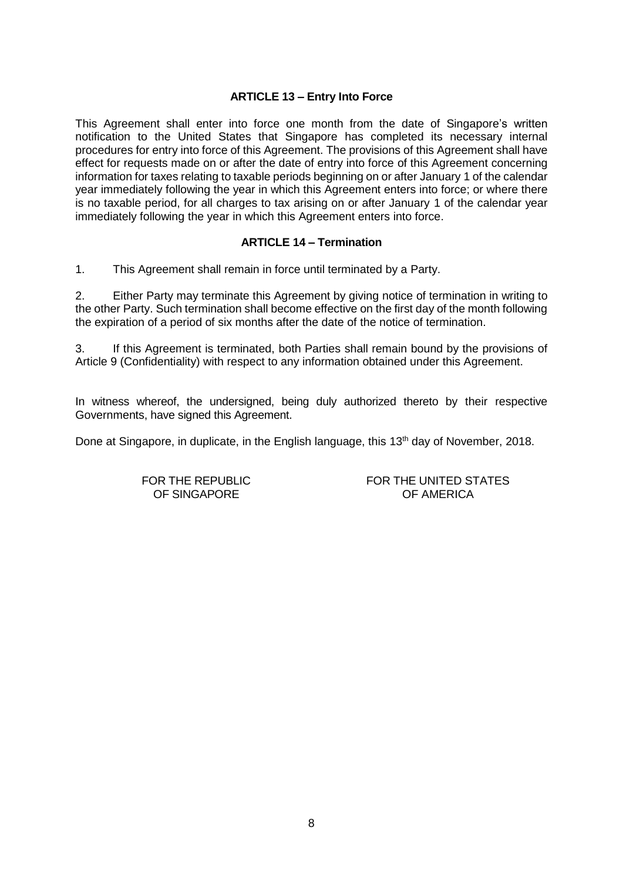### ARTICLE 13 – Entry Into Force

This Agreement shall enter into force one month from the date of Singapore's written notification to the United States that Singapore has completed its necessary internal procedures for entry into force of this Agreement. The provisions of this Agreement shall have effect for requests made on or after the date of entry into force of this Agreement concerning information for taxes relating to taxable periods beginning on or after January 1 of the calendar year immediately following the year in which this Agreement enters into force; or where there is no taxable period, for all charges to tax arising on or after January 1 of the calendar year immediately following the year in which this Agreement enters into force.

### ARTICLE 14 – Termination

1. This Agreement shall remain in force until terminated by a Party.

2. Either Party may terminate this Agreement by giving notice of termination in writing to the other Party. Such termination shall become effective on the first day of the month following the expiration of a period of six months after the date of the notice of termination.

3. If this Agreement is terminated, both Parties shall remain bound by the provisions of Article 9 (Confidentiality) with respect to any information obtained under this Agreement.

In witness whereof, the undersigned, being duly authorized thereto by their respective Governments, have signed this Agreement.

Done at Singapore, in duplicate, in the English language, this 13th day of November, 2018.

FOR THE REPUBLIC OF SINGAPORE

FOR THE UNITED STATES OF AMERICA